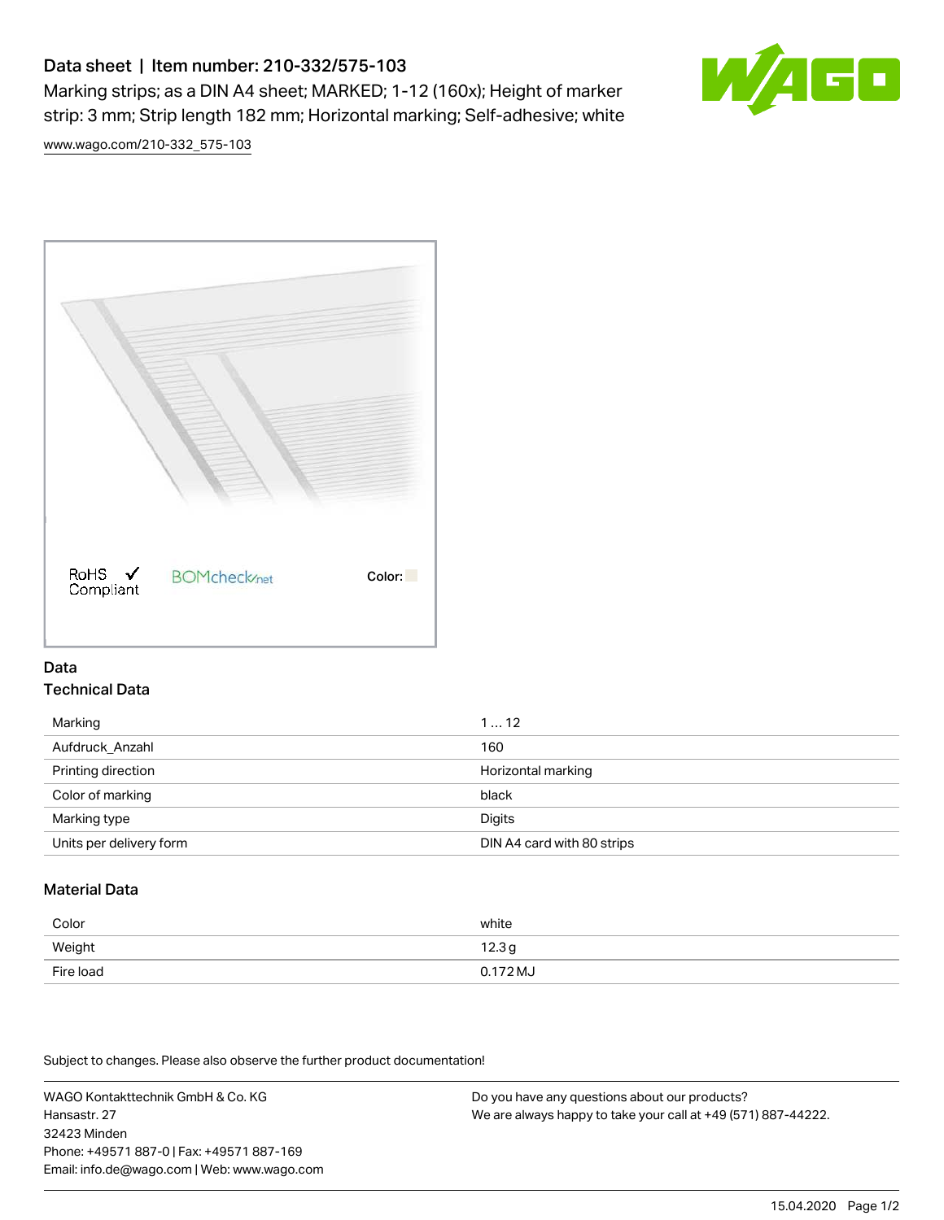# Data sheet | Item number: 210-332/575-103

Marking strips; as a DIN A4 sheet; MARKED; 1-12 (160x); Height of marker strip: 3 mm; Strip length 182 mm; Horizontal marking; Self-adhesive; white

www.wago.com/210-332_575-103

RoHS Compliant ✓ BOMcheck.net Color:

## Data

### Technical Data

| | |
|---|---|
| Marking | 1 … 12 |
| Aufdruck_Anzahl | 160 |
| Printing direction | Horizontal marking |
| Color of marking | black |
| Marking type | Digits |
| Units per delivery form | DIN A4 card with 80 strips |

### Material Data

| | |
|---|---|
| Color | white |
| Weight | 12.3 g |
| Fire load | 0.172 MJ |

Subject to changes. Please also observe the further product documentation!

WAGO Kontakttechnik GmbH & Co. KG
Hansastr. 27
32423 Minden
Phone: +49571 887-0 | Fax: +49571 887-169
Email: info.de@wago.com | Web: www.wago.com

Do you have any questions about our products?
We are always happy to take your call at +49 (571) 887-44222.

15.04.2020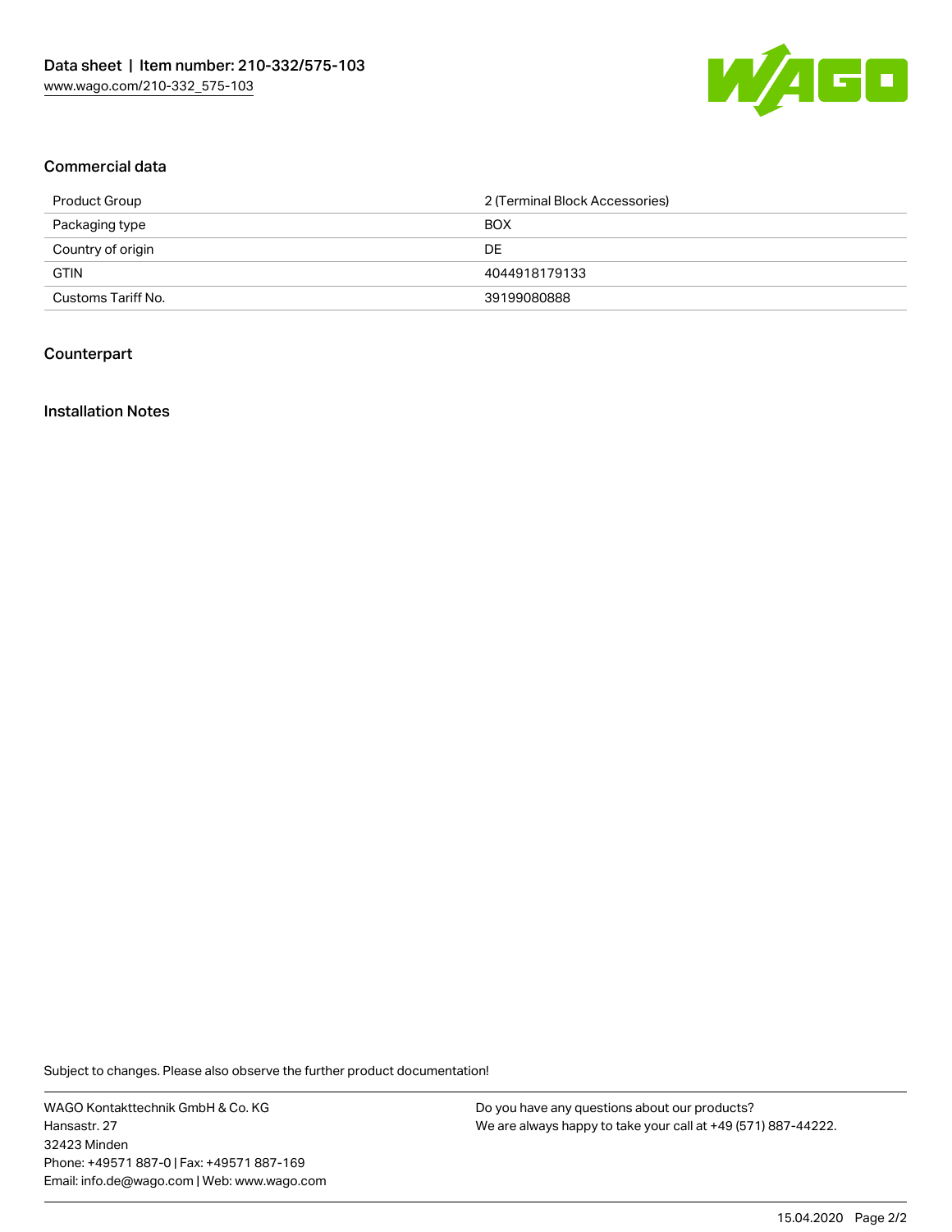## Commercial data

| | |
|---|---|
| Product Group | 2 (Terminal Block Accessories) |
| Packaging type | BOX |
| Country of origin | DE |
| GTIN | 4044918179133 |
| Customs Tariff No. | 39199080888 |

## Counterpart

## Installation Notes

Subject to changes. Please also observe the further product documentation!

WAGO Kontakttechnik GmbH & Co. KG
Hansastr. 27
32423 Minden
Phone: +49571 887-0 | Fax: +49571 887-169
Email: info.de@wago.com | Web: www.wago.com

Do you have any questions about our products?
We are always happy to take your call at +49 (571) 887-44222.

15.04.2020